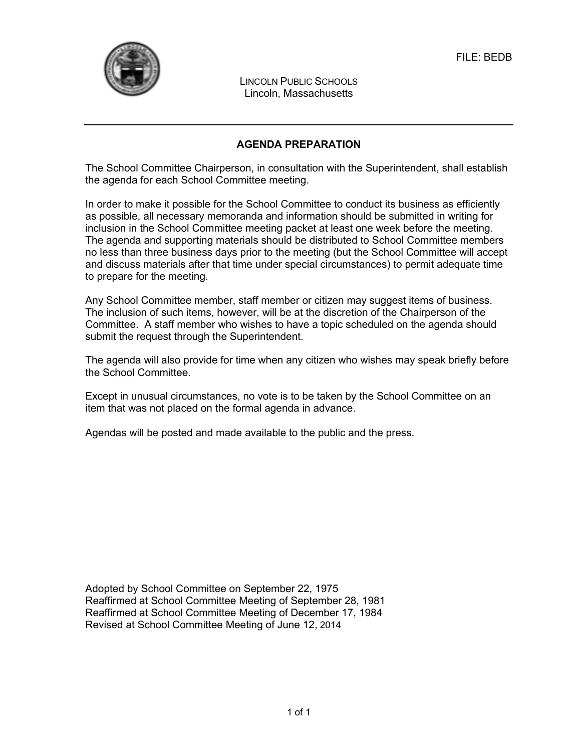FILE: BEDB

LINCOLN PUBLIC SCHOOLS
Lincoln, Massachusetts

## AGENDA PREPARATION

The School Committee Chairperson, in consultation with the Superintendent, shall establish the agenda for each School Committee meeting.

In order to make it possible for the School Committee to conduct its business as efficiently as possible, all necessary memoranda and information should be submitted in writing for inclusion in the School Committee meeting packet at least one week before the meeting. The agenda and supporting materials should be distributed to School Committee members no less than three business days prior to the meeting (but the School Committee will accept and discuss materials after that time under special circumstances) to permit adequate time to prepare for the meeting.

Any School Committee member, staff member or citizen may suggest items of business. The inclusion of such items, however, will be at the discretion of the Chairperson of the Committee. A staff member who wishes to have a topic scheduled on the agenda should submit the request through the Superintendent.

The agenda will also provide for time when any citizen who wishes may speak briefly before the School Committee.

Except in unusual circumstances, no vote is to be taken by the School Committee on an item that was not placed on the formal agenda in advance.

Agendas will be posted and made available to the public and the press.

Adopted by School Committee on September 22, 1975
Reaffirmed at School Committee Meeting of September 28, 1981
Reaffirmed at School Committee Meeting of December 17, 1984
Revised at School Committee Meeting of June 12, 2014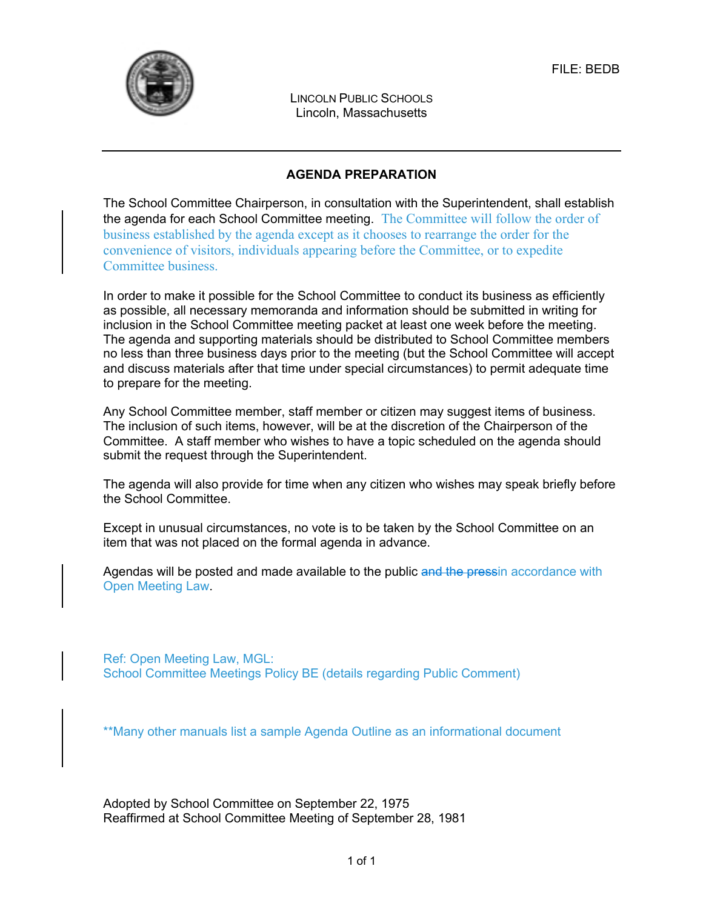FILE: BEDB

LINCOLN PUBLIC SCHOOLS
Lincoln, Massachusetts

## AGENDA PREPARATION

The School Committee Chairperson, in consultation with the Superintendent, shall establish the agenda for each School Committee meeting. The Committee will follow the order of business established by the agenda except as it chooses to rearrange the order for the convenience of visitors, individuals appearing before the Committee, or to expedite Committee business.

In order to make it possible for the School Committee to conduct its business as efficiently as possible, all necessary memoranda and information should be submitted in writing for inclusion in the School Committee meeting packet at least one week before the meeting. The agenda and supporting materials should be distributed to School Committee members no less than three business days prior to the meeting (but the School Committee will accept and discuss materials after that time under special circumstances) to permit adequate time to prepare for the meeting.

Any School Committee member, staff member or citizen may suggest items of business. The inclusion of such items, however, will be at the discretion of the Chairperson of the Committee. A staff member who wishes to have a topic scheduled on the agenda should submit the request through the Superintendent.

The agenda will also provide for time when any citizen who wishes may speak briefly before the School Committee.

Except in unusual circumstances, no vote is to be taken by the School Committee on an item that was not placed on the formal agenda in advance.

Agendas will be posted and made available to the public ~~and the press~~in accordance with Open Meeting Law.

Ref: Open Meeting Law, MGL:
School Committee Meetings Policy BE (details regarding Public Comment)

**Many other manuals list a sample Agenda Outline as an informational document

Adopted by School Committee on September 22, 1975
Reaffirmed at School Committee Meeting of September 28, 1981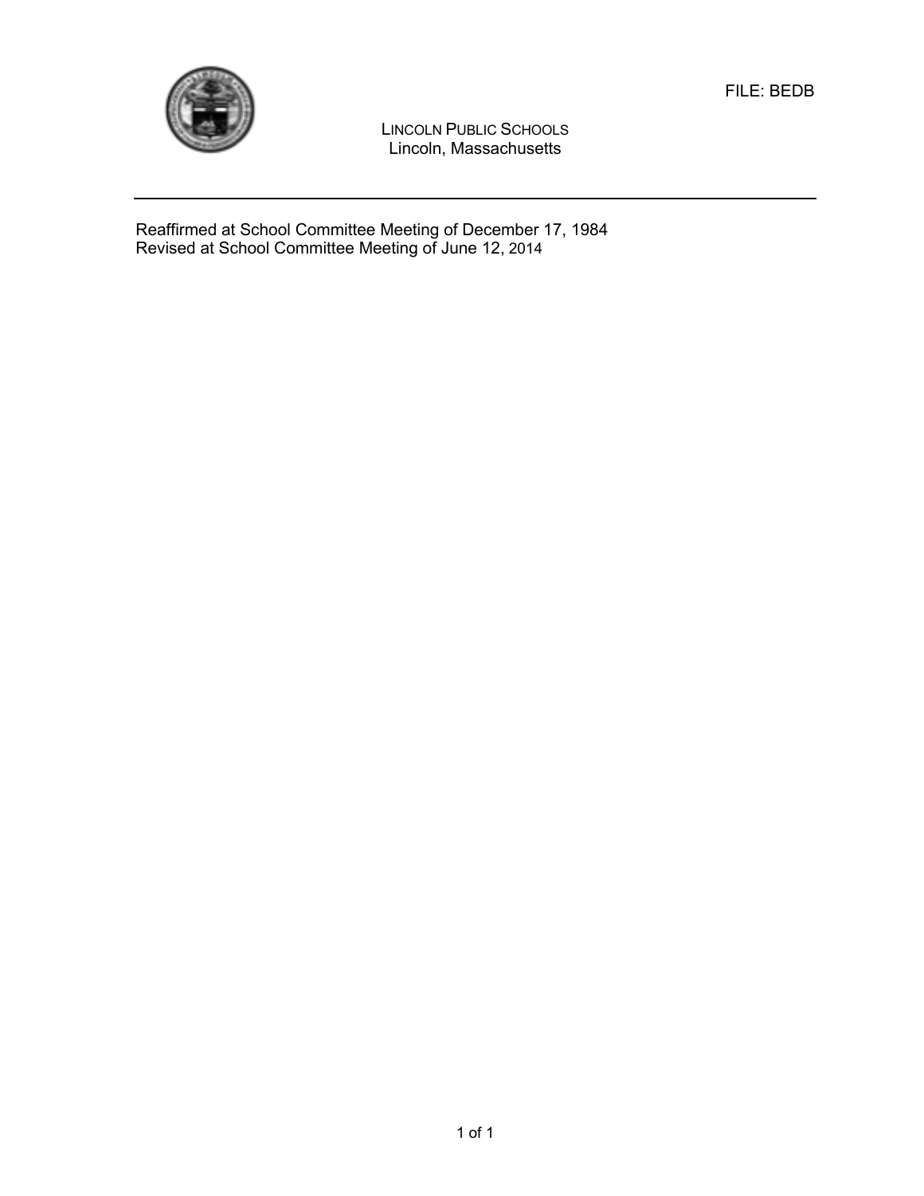FILE: BEDB

LINCOLN PUBLIC SCHOOLS
Lincoln, Massachusetts

---

Reaffirmed at School Committee Meeting of December 17, 1984
Revised at School Committee Meeting of June 12, 2014